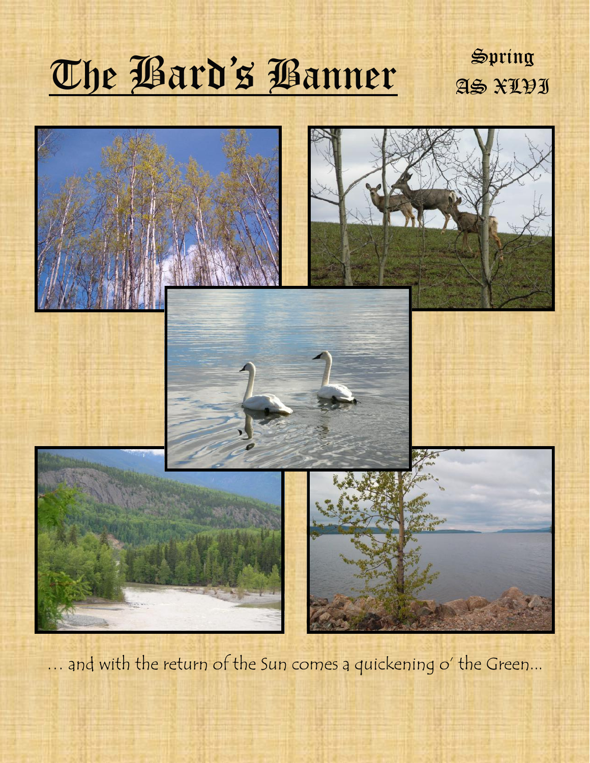# The Bard's Banner

Spring
AS XLVI

… and with the return of the Sun comes a quickening o' the Green…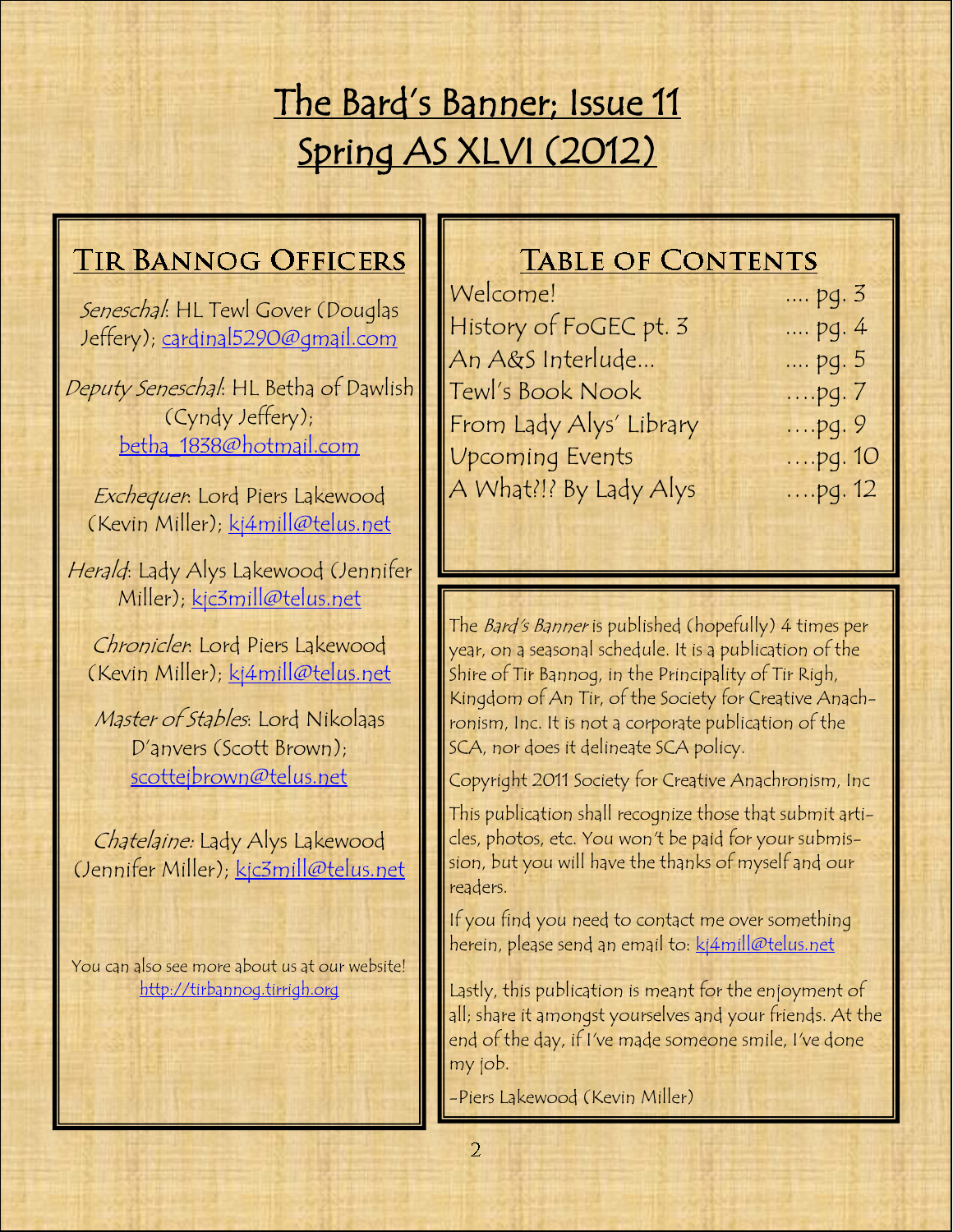# The Bard's Banner; Issue 11
# Spring AS XLVI (2012)

## Tir Bannog Officers

*Seneschal*: HL Tewl Gover (Douglas Jeffery); cardinal5290@gmail.com

*Deputy Seneschal*: HL Betha of Dawlish (Cyndy Jeffery); betha_1838@hotmail.com

*Exchequer*: Lord Piers Lakewood (Kevin Miller); kj4mill@telus.net

*Herald*: Lady Alys Lakewood (Jennifer Miller); kjc3mill@telus.net

*Chronicler*: Lord Piers Lakewood (Kevin Miller); kj4mill@telus.net

*Master of Stables*: Lord Nikolaas D'anvers (Scott Brown); scottejbrown@telus.net

*Chatelaine:* Lady Alys Lakewood (Jennifer Miller); kjc3mill@telus.net

You can also see more about us at our website! http://tirbannog.tirrigh.org

## Table of Contents

| | |
|---|---|
| Welcome! | .... pg. 3 |
| History of FoGEC pt. 3 | .... pg. 4 |
| An A&S Interlude... | .... pg. 5 |
| Tewl's Book Nook | ....pg. 7 |
| From Lady Alys' Library | ....pg. 9 |
| Upcoming Events | ....pg. 10 |
| A What?!? By Lady Alys | ....pg. 12 |

The *Bard's Banner* is published (hopefully) 4 times per year, on a seasonal schedule. It is a publication of the Shire of Tir Bannog, in the Principality of Tir Righ, Kingdom of An Tir, of the Society for Creative Anachronism, Inc. It is not a corporate publication of the SCA, nor does it delineate SCA policy.

Copyright 2011 Society for Creative Anachronism, Inc

This publication shall recognize those that submit articles, photos, etc. You won't be paid for your submission, but you will have the thanks of myself and our readers.

If you find you need to contact me over something herein, please send an email to: kj4mill@telus.net

Lastly, this publication is meant for the enjoyment of all; share it amongst yourselves and your friends. At the end of the day, if I've made someone smile, I've done my job.

-Piers Lakewood (Kevin Miller)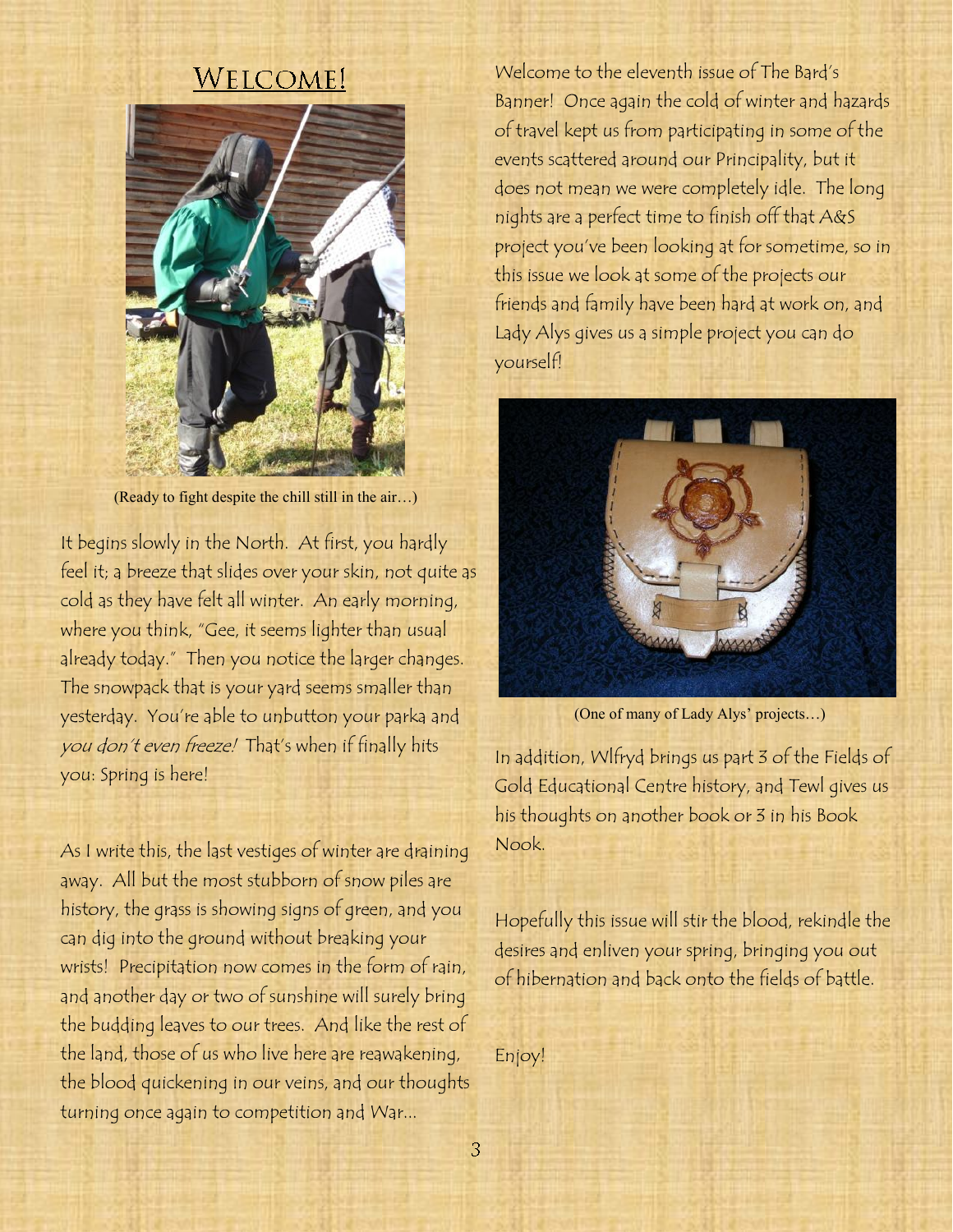## Welcome!

(Ready to fight despite the chill still in the air…)

It begins slowly in the North. At first, you hardly feel it; a breeze that slides over your skin, not quite as cold as they have felt all winter. An early morning, where you think, "Gee, it seems lighter than usual already today." Then you notice the larger changes. The snowpack that is your yard seems smaller than yesterday. You're able to unbutton your parka and *you don't even freeze!* That's when if finally hits you: Spring is here!

As I write this, the last vestiges of winter are draining away. All but the most stubborn of snow piles are history, the grass is showing signs of green, and you can dig into the ground without breaking your wrists! Precipitation now comes in the form of rain, and another day or two of sunshine will surely bring the budding leaves to our trees. And like the rest of the land, those of us who live here are reawakening, the blood quickening in our veins, and our thoughts turning once again to competition and War…

Welcome to the eleventh issue of The Bard's Banner! Once again the cold of winter and hazards of travel kept us from participating in some of the events scattered around our Principality, but it does not mean we were completely idle. The long nights are a perfect time to finish off that A&S project you've been looking at for sometime, so in this issue we look at some of the projects our friends and family have been hard at work on, and Lady Alys gives us a simple project you can do yourself!

(One of many of Lady Alys' projects…)

In addition, Wlfryd brings us part 3 of the Fields of Gold Educational Centre history, and Tewl gives us his thoughts on another book or 3 in his Book Nook.

Hopefully this issue will stir the blood, rekindle the desires and enliven your spring, bringing you out of hibernation and back onto the fields of battle.

Enjoy!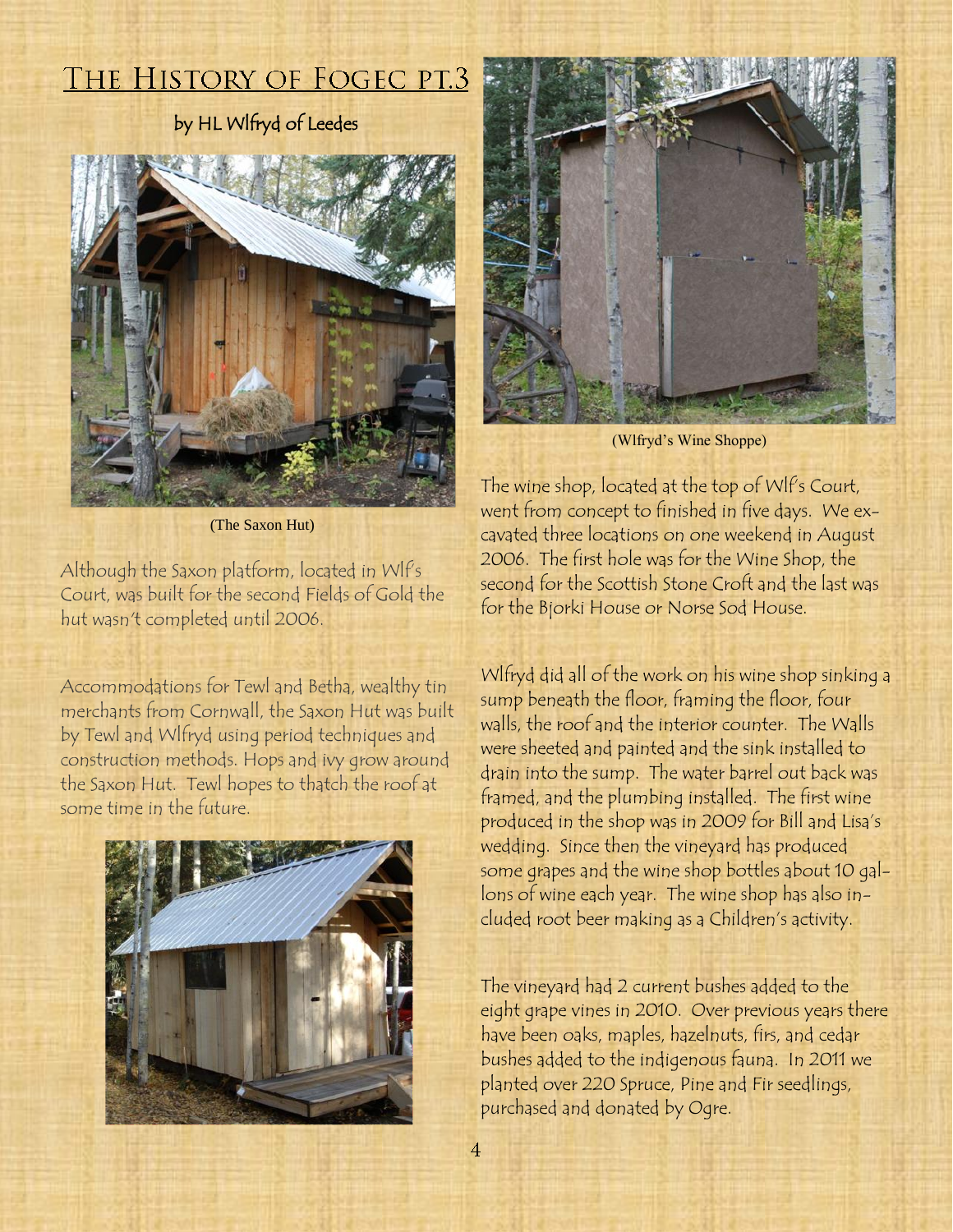# The History of FOGEC pt.3

by HL Wlfryd of Leedes

(The Saxon Hut)

Although the Saxon platform, located in Wlf's Court, was built for the second Fields of Gold the hut wasn't completed until 2006.

Accommodations for Tewl and Betha, wealthy tin merchants from Cornwall, the Saxon Hut was built by Tewl and Wlfryd using period techniques and construction methods. Hops and ivy grow around the Saxon Hut. Tewl hopes to thatch the roof at some time in the future.

(Wlfryd's Wine Shoppe)

The wine shop, located at the top of Wlf's Court, went from concept to finished in five days. We excavated three locations on one weekend in August 2006. The first hole was for the Wine Shop, the second for the Scottish Stone Croft and the last was for the Bjorki House or Norse Sod House.

Wlfryd did all of the work on his wine shop sinking a sump beneath the floor, framing the floor, four walls, the roof and the interior counter. The Walls were sheeted and painted and the sink installed to drain into the sump. The water barrel out back was framed, and the plumbing installed. The first wine produced in the shop was in 2009 for Bill and Lisa's wedding. Since then the vineyard has produced some grapes and the wine shop bottles about 10 gallons of wine each year. The wine shop has also included root beer making as a Children's activity.

The vineyard had 2 current bushes added to the eight grape vines in 2010. Over previous years there have been oaks, maples, hazelnuts, firs, and cedar bushes added to the indigenous fauna. In 2011 we planted over 220 Spruce, Pine and Fir seedlings, purchased and donated by Ogre.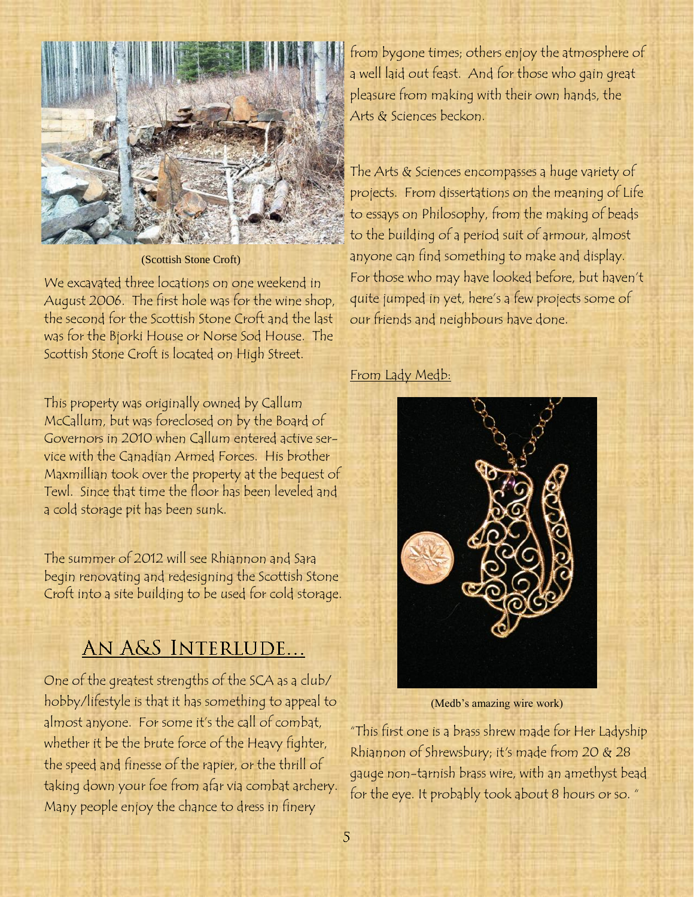(Scottish Stone Croft)

We excavated three locations on one weekend in August 2006. The first hole was for the wine shop, the second for the Scottish Stone Croft and the last was for the Bjorki House or Norse Sod House. The Scottish Stone Croft is located on High Street.

This property was originally owned by Callum McCallum, but was foreclosed on by the Board of Governors in 2010 when Callum entered active service with the Canadian Armed Forces. His brother Maxmillian took over the property at the bequest of Tewl. Since that time the floor has been leveled and a cold storage pit has been sunk.

The summer of 2012 will see Rhiannon and Sara begin renovating and redesigning the Scottish Stone Croft into a site building to be used for cold storage.

## An A&S Interlude...

One of the greatest strengths of the SCA as a club/hobby/lifestyle is that it has something to appeal to almost anyone. For some it's the call of combat, whether it be the brute force of the Heavy fighter, the speed and finesse of the rapier, or the thrill of taking down your foe from afar via combat archery. Many people enjoy the chance to dress in finery from bygone times; others enjoy the atmosphere of a well laid out feast. And for those who gain great pleasure from making with their own hands, the Arts & Sciences beckon.

The Arts & Sciences encompasses a huge variety of projects. From dissertations on the meaning of Life to essays on Philosophy, from the making of beads to the building of a period suit of armour, almost anyone can find something to make and display. For those who may have looked before, but haven't quite jumped in yet, here's a few projects some of our friends and neighbours have done.

From Lady Medb:

(Medb's amazing wire work)

"This first one is a brass shrew made for Her Ladyship Rhiannon of Shrewsbury; it's made from 20 & 28 gauge non-tarnish brass wire, with an amethyst bead for the eye. It probably took about 8 hours or so. "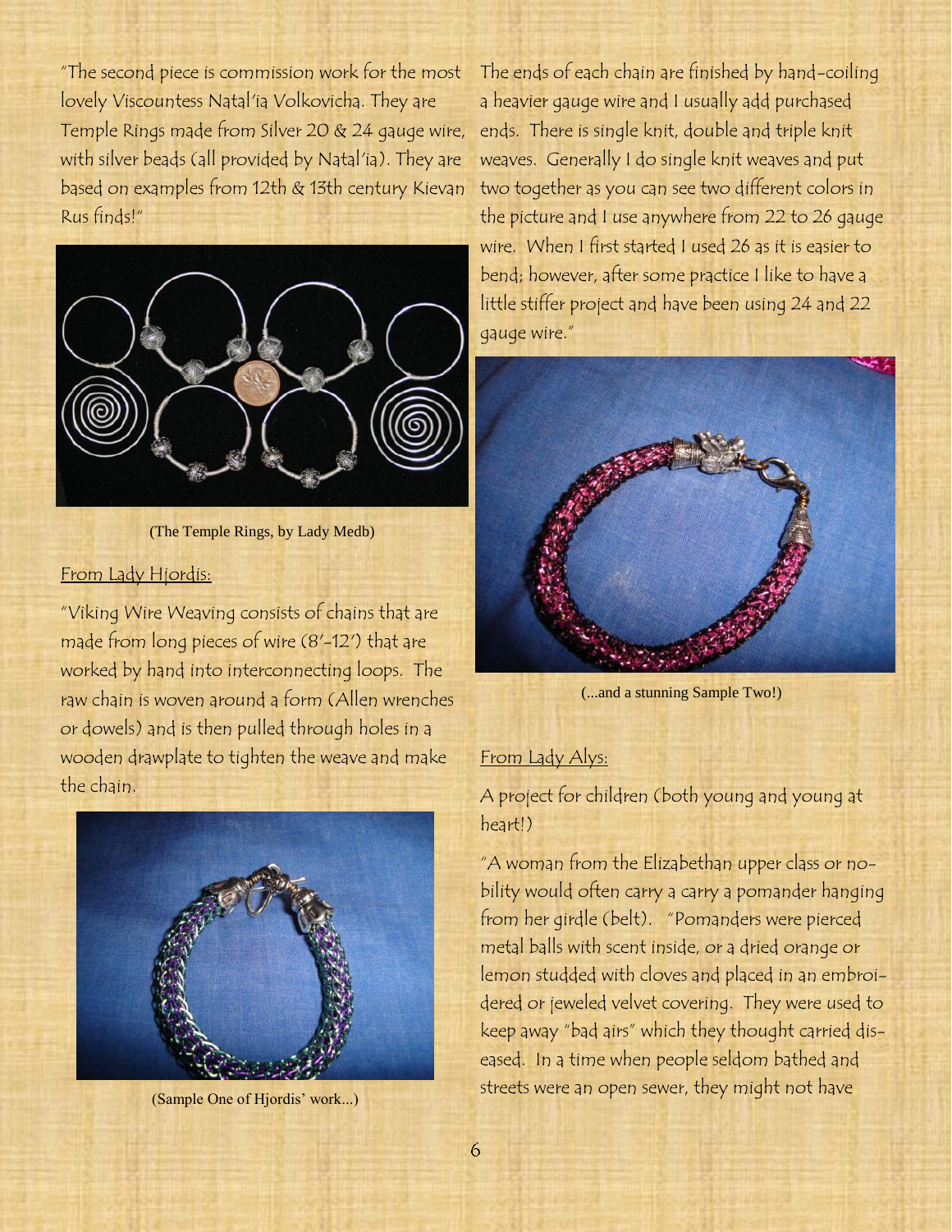"The second piece is commission work for the most lovely Viscountess Natal'ia Volkovicha. They are Temple Rings made from Silver 20 & 24 gauge wire, with silver beads (all provided by Natal'ia). They are based on examples from 12th & 13th century Kievan Rus finds!"

(The Temple Rings, by Lady Medb)

From Lady Hjordis:

"Viking Wire Weaving consists of chains that are made from long pieces of wire (8'-12') that are worked by hand into interconnecting loops. The raw chain is woven around a form (Allen wrenches or dowels) and is then pulled through holes in a wooden drawplate to tighten the weave and make the chain.

(Sample One of Hjordis' work...)

The ends of each chain are finished by hand-coiling a heavier gauge wire and I usually add purchased ends. There is single knit, double and triple knit weaves. Generally I do single knit weaves and put two together as you can see two different colors in the picture and I use anywhere from 22 to 26 gauge wire. When I first started I used 26 as it is easier to bend; however, after some practice I like to have a little stiffer project and have been using 24 and 22 gauge wire."

(...and a stunning Sample Two!)

From Lady Alys:

A project for children (both young and young at heart!)

"A woman from the Elizabethan upper class or nobility would often carry a carry a pomander hanging from her girdle (belt). "Pomanders were pierced metal balls with scent inside, or a dried orange or lemon studded with cloves and placed in an embroidered or jeweled velvet covering. They were used to keep away "bad airs" which they thought carried diseased. In a time when people seldom bathed and streets were an open sewer, they might not have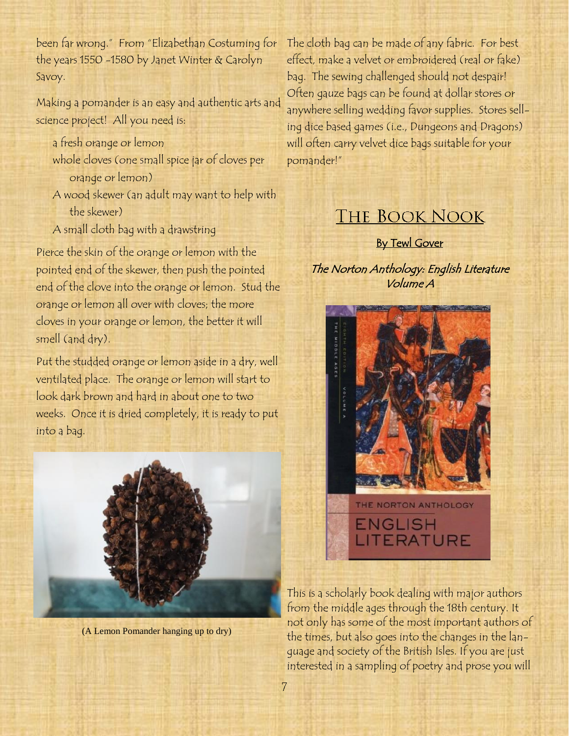been far wrong." From "Elizabethan Costuming for the years 1550 -1580 by Janet Winter & Carolyn Savoy.

Making a pomander is an easy and authentic arts and science project! All you need is:

- a fresh orange or lemon
- whole cloves (one small spice jar of cloves per orange or lemon)
- A wood skewer (an adult may want to help with the skewer)
- A small cloth bag with a drawstring

Pierce the skin of the orange or lemon with the pointed end of the skewer, then push the pointed end of the clove into the orange or lemon. Stud the orange or lemon all over with cloves; the more cloves in your orange or lemon, the better it will smell (and dry).

Put the studded orange or lemon aside in a dry, well ventilated place. The orange or lemon will start to look dark brown and hard in about one to two weeks. Once it is dried completely, it is ready to put into a bag.

(A Lemon Pomander hanging up to dry)

The cloth bag can be made of any fabric. For best effect, make a velvet or embroidered (real or fake) bag. The sewing challenged should not despair! Often gauze bags can be found at dollar stores or anywhere selling wedding favor supplies. Stores selling dice based games (i.e., Dungeons and Dragons) will often carry velvet dice bags suitable for your pomander!"

## The Book Nook

**By Tewl Gover**

***The Norton Anthology: English Literature Volume A***

This is a scholarly book dealing with major authors from the middle ages through the 18th century. It not only has some of the most important authors of the times, but also goes into the changes in the language and society of the British Isles. If you are just interested in a sampling of poetry and prose you will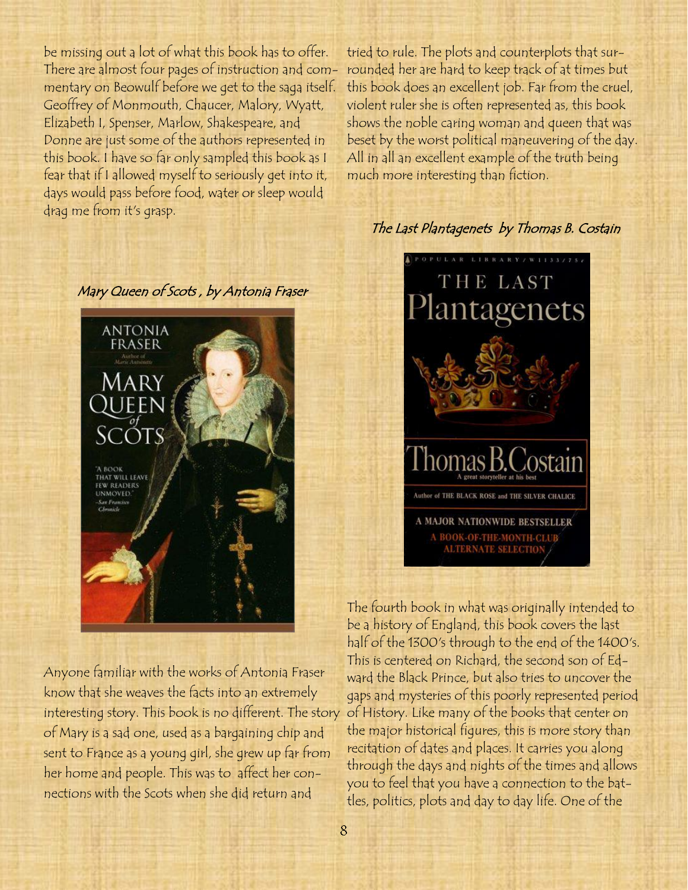be missing out a lot of what this book has to offer. There are almost four pages of instruction and commentary on Beowulf before we get to the saga itself. Geoffrey of Monmouth, Chaucer, Malory, Wyatt, Elizabeth I, Spenser, Marlow, Shakespeare, and Donne are just some of the authors represented in this book. I have so far only sampled this book as I fear that if I allowed myself to seriously get into it, days would pass before food, water or sleep would drag me from it's grasp.

*Mary Queen of Scots , by Antonia Fraser*

Anyone familiar with the works of Antonia Fraser know that she weaves the facts into an extremely interesting story. This book is no different. The story of Mary is a sad one, used as a bargaining chip and sent to France as a young girl, she grew up far from her home and people. This was to affect her connections with the Scots when she did return and tried to rule. The plots and counterplots that surrounded her are hard to keep track of at times but this book does an excellent job. Far from the cruel, violent ruler she is often represented as, this book shows the noble caring woman and queen that was beset by the worst political maneuvering of the day. All in all an excellent example of the truth being much more interesting than fiction.

*The Last Plantagenets by Thomas B. Costain*

The fourth book in what was originally intended to be a history of England, this book covers the last half of the 1300's through to the end of the 1400's. This is centered on Richard, the second son of Edward the Black Prince, but also tries to uncover the gaps and mysteries of this poorly represented period of History. Like many of the books that center on the major historical figures, this is more story than recitation of dates and places. It carries you along through the days and nights of the times and allows you to feel that you have a connection to the battles, politics, plots and day to day life. One of the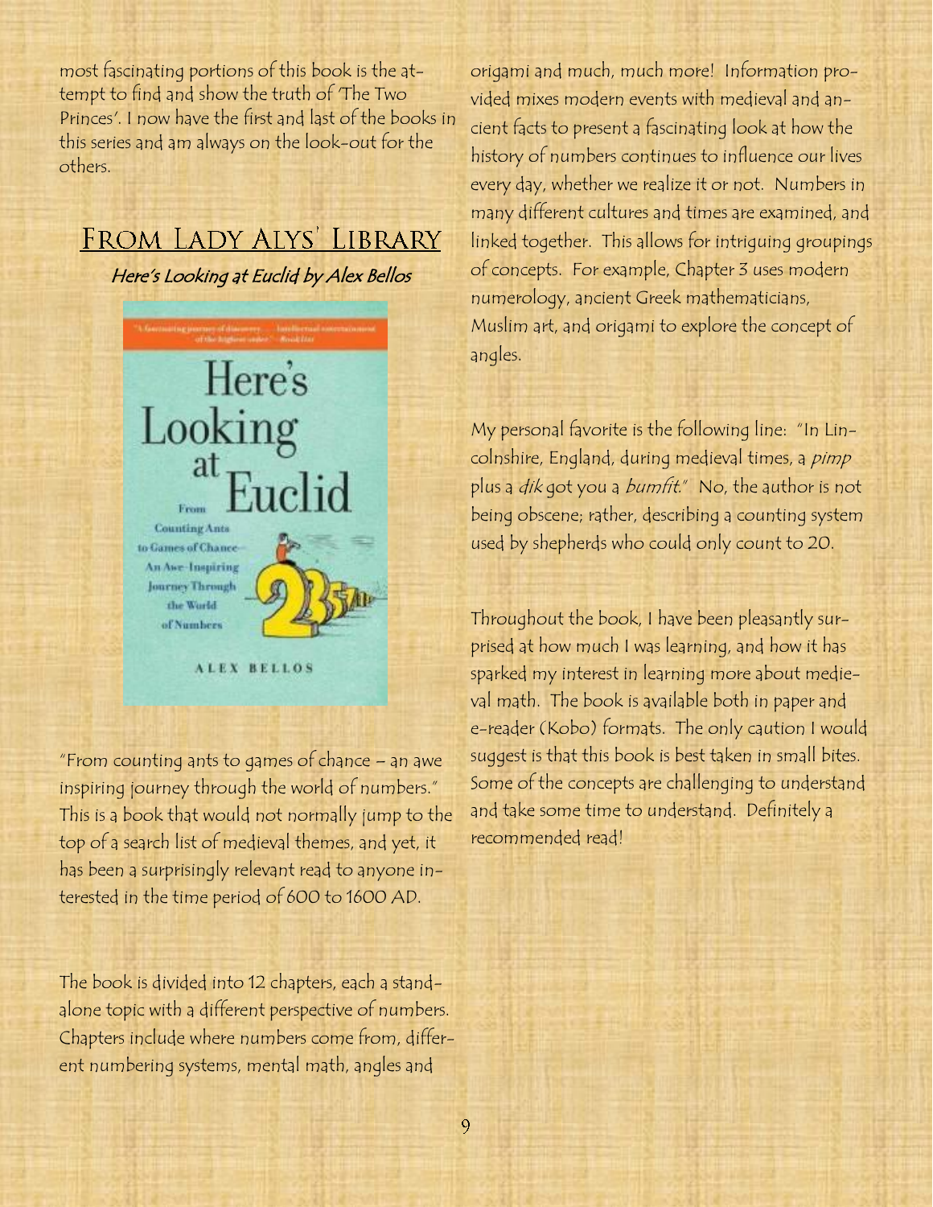most fascinating portions of this book is the attempt to find and show the truth of 'The Two Princes'. I now have the first and last of the books in this series and am always on the look-out for the others.

## From Lady Alys' Library

### *Here's Looking at Euclid by Alex Bellos*

"From counting ants to games of chance – an awe inspiring journey through the world of numbers." This is a book that would not normally jump to the top of a search list of medieval themes, and yet, it has been a surprisingly relevant read to anyone interested in the time period of 600 to 1600 AD.

The book is divided into 12 chapters, each a stand-alone topic with a different perspective of numbers. Chapters include where numbers come from, different numbering systems, mental math, angles and origami and much, much more! Information provided mixes modern events with medieval and ancient facts to present a fascinating look at how the history of numbers continues to influence our lives every day, whether we realize it or not. Numbers in many different cultures and times are examined, and linked together. This allows for intriguing groupings of concepts. For example, Chapter 3 uses modern numerology, ancient Greek mathematicians, Muslim art, and origami to explore the concept of angles.

My personal favorite is the following line: "In Lincolnshire, England, during medieval times, a *pimp* plus a *dik* got you a *bumfit*." No, the author is not being obscene; rather, describing a counting system used by shepherds who could only count to 20.

Throughout the book, I have been pleasantly surprised at how much I was learning, and how it has sparked my interest in learning more about medieval math. The book is available both in paper and e-reader (Kobo) formats. The only caution I would suggest is that this book is best taken in small bites. Some of the concepts are challenging to understand and take some time to understand. Definitely a recommended read!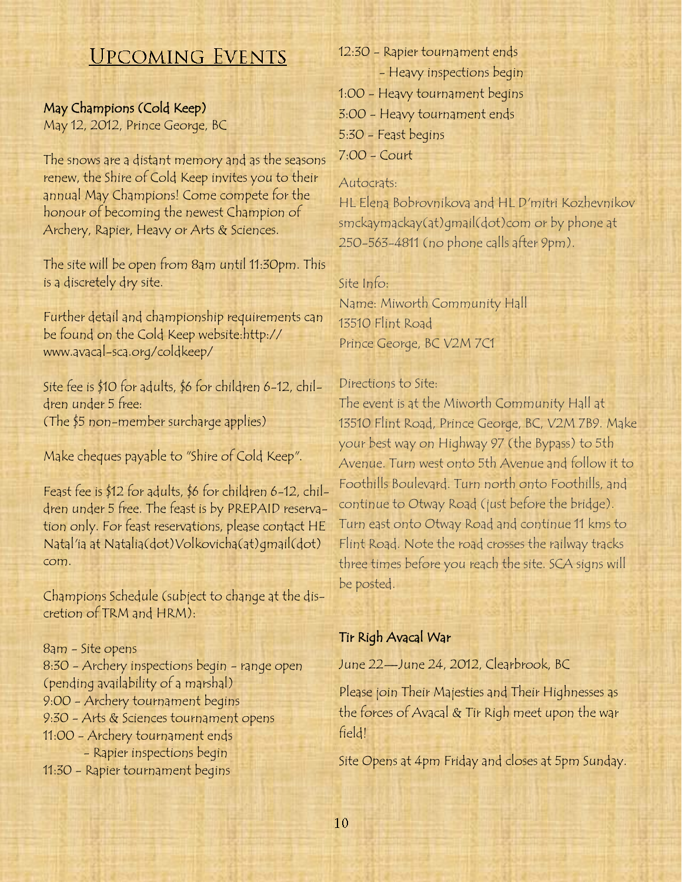# Upcoming Events

### May Champions (Cold Keep)

May 12, 2012, Prince George, BC

The snows are a distant memory and as the seasons renew, the Shire of Cold Keep invites you to their annual May Champions! Come compete for the honour of becoming the newest Champion of Archery, Rapier, Heavy or Arts & Sciences.

The site will be open from 8am until 11:30pm. This is a discretely dry site.

Further detail and championship requirements can be found on the Cold Keep website:http://www.avacal-sca.org/coldkeep/

Site fee is $10 for adults, $6 for children 6-12, children under 5 free:
(The $5 non-member surcharge applies)

Make cheques payable to "Shire of Cold Keep".

Feast fee is $12 for adults, $6 for children 6-12, children under 5 free. The feast is by PREPAID reservation only. For feast reservations, please contact HE Natal'ia at Natalia(dot)Volkovicha(at)gmail(dot)com.

Champions Schedule (subject to change at the discretion of TRM and HRM):

8am - Site opens
8:30 - Archery inspections begin - range open (pending availability of a marshal)
9:00 - Archery tournament begins
9:30 - Arts & Sciences tournament opens
11:00 - Archery tournament ends
- Rapier inspections begin
11:30 - Rapier tournament begins
12:30 - Rapier tournament ends
- Heavy inspections begin
1:00 - Heavy tournament begins
3:00 - Heavy tournament ends
5:30 - Feast begins
7:00 - Court

Autocrats:
HL Elena Bobrovnikova and HL D'mitri Kozhevnikov
smckaymackay(at)gmail(dot)com or by phone at 250-563-4811 (no phone calls after 9pm).

Site Info:
Name: Miworth Community Hall
13510 Flint Road
Prince George, BC V2M 7C1

Directions to Site:
The event is at the Miworth Community Hall at 13510 Flint Road, Prince George, BC, V2M 7B9. Make your best way on Highway 97 (the Bypass) to 5th Avenue. Turn west onto 5th Avenue and follow it to Foothills Boulevard. Turn north onto Foothills, and continue to Otway Road (just before the bridge). Turn east onto Otway Road and continue 11 kms to Flint Road. Note the road crosses the railway tracks three times before you reach the site. SCA signs will be posted.

### Tir Righ Avacal War

June 22—June 24, 2012, Clearbrook, BC

Please join Their Majesties and Their Highnesses as the forces of Avacal & Tir Righ meet upon the war field!

Site Opens at 4pm Friday and closes at 5pm Sunday.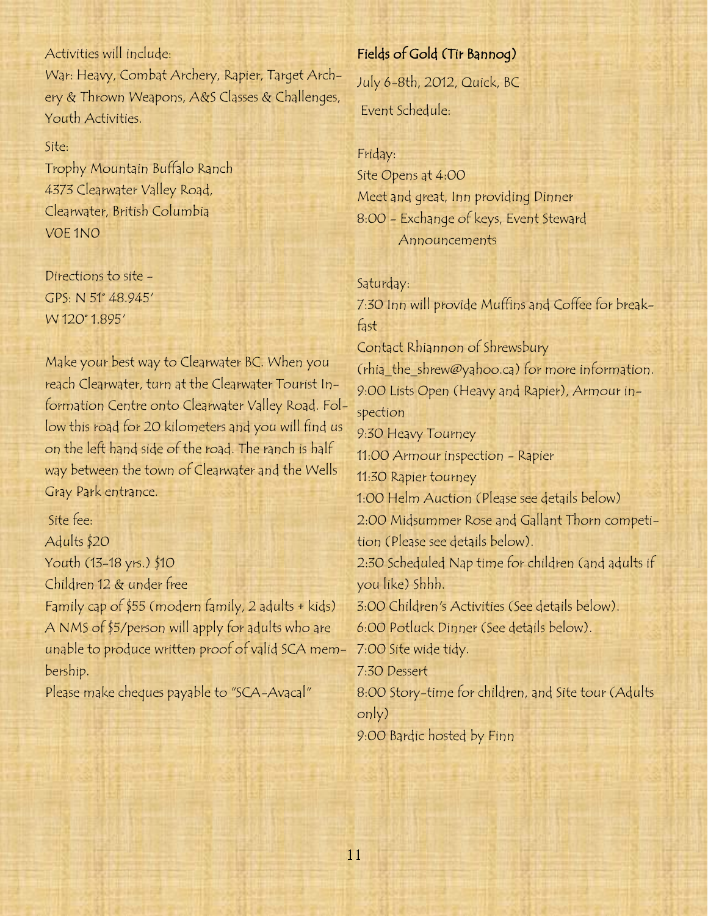Activities will include:

War: Heavy, Combat Archery, Rapier, Target Archery & Thrown Weapons, A&S Classes & Challenges, Youth Activities.

Site:

Trophy Mountain Buffalo Ranch
4373 Clearwater Valley Road,
Clearwater, British Columbia
V0E 1N0

Directions to site -
GPS: N 51° 48.945'
W 120° 1.895'

Make your best way to Clearwater BC. When you reach Clearwater, turn at the Clearwater Tourist Information Centre onto Clearwater Valley Road. Follow this road for 20 kilometers and you will find us on the left hand side of the road. The ranch is half way between the town of Clearwater and the Wells Gray Park entrance.

Site fee:

Adults $20
Youth (13-18 yrs.) $10
Children 12 & under free
Family cap of $55 (modern family, 2 adults + kids)
A NMS of $5/person will apply for adults who are unable to produce written proof of valid SCA membership.
Please make cheques payable to "SCA-Avacal"

## Fields of Gold (Tir Bannog)

July 6-8th, 2012, Quick, BC

Event Schedule:

Friday:

Site Opens at 4:00
Meet and great, Inn providing Dinner
8:00 - Exchange of keys, Event Steward Announcements

Saturday:

7:30 Inn will provide Muffins and Coffee for breakfast
Contact Rhiannon of Shrewsbury (rhia_the_shrew@yahoo.ca) for more information.
9:00 Lists Open (Heavy and Rapier), Armour inspection
9:30 Heavy Tourney
11:00 Armour inspection - Rapier
11:30 Rapier tourney
1:00 Helm Auction (Please see details below)
2:00 Midsummer Rose and Gallant Thorn competition (Please see details below).
2:30 Scheduled Nap time for children (and adults if you like) Shhh.
3:00 Children's Activities (See details below).
6:00 Potluck Dinner (See details below).
7:00 Site wide tidy.
7:30 Dessert
8:00 Story-time for children, and Site tour (Adults only)
9:00 Bardic hosted by Finn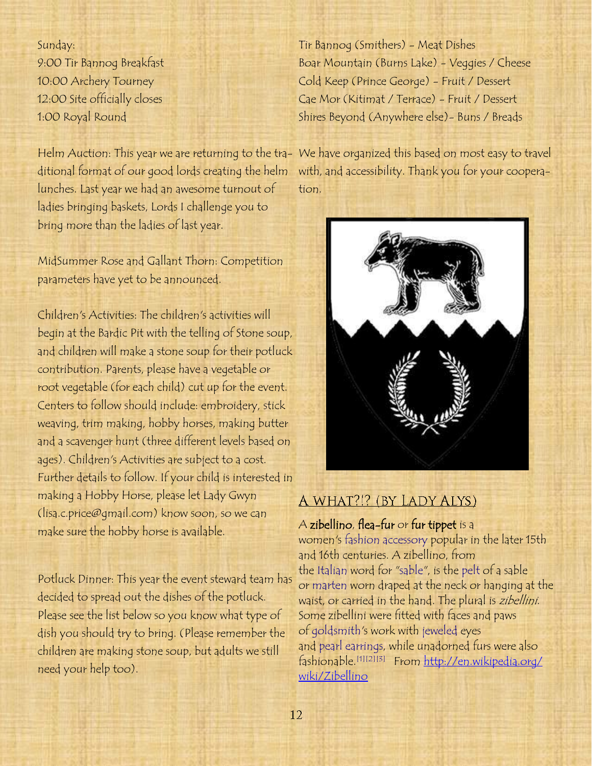Sunday:
9:00 Tir Bannog Breakfast
10:00 Archery Tourney
12:00 Site officially closes
1:00 Royal Round

Helm Auction: This year we are returning to the traditional format of our good lords creating the helm lunches. Last year we had an awesome turnout of ladies bringing baskets, Lords I challenge you to bring more than the ladies of last year.

MidSummer Rose and Gallant Thorn: Competition parameters have yet to be announced.

Children's Activities: The children's activities will begin at the Bardic Pit with the telling of Stone soup, and children will make a stone soup for their potluck contribution. Parents, please have a vegetable or root vegetable (for each child) cut up for the event. Centers to follow should include: embroidery, stick weaving, trim making, hobby horses, making butter and a scavenger hunt (three different levels based on ages). Children's Activities are subject to a cost. Further details to follow. If your child is interested in making a Hobby Horse, please let Lady Gwyn (lisa.c.price@gmail.com) know soon, so we can make sure the hobby horse is available.

Potluck Dinner: This year the event steward team has decided to spread out the dishes of the potluck. Please see the list below so you know what type of dish you should try to bring. (Please remember the children are making stone soup, but adults we still need your help too).

Tir Bannog (Smithers) - Meat Dishes
Boar Mountain (Burns Lake) - Veggies / Cheese
Cold Keep (Prince George) - Fruit / Dessert
Cae Mor (Kitimat / Terrace) - Fruit / Dessert
Shires Beyond (Anywhere else)- Buns / Breads

We have organized this based on most easy to travel with, and accessibility. Thank you for your cooperation.

## A What?!? (by Lady Alys)

A **zibellino**, **flea-fur** or **fur tippet** is a women's fashion accessory popular in the later 15th and 16th centuries. A zibellino, from the Italian word for "sable", is the pelt of a sable or marten worn draped at the neck or hanging at the waist, or carried in the hand. The plural is *zibellini*. Some zibellini were fitted with faces and paws of goldsmith's work with jeweled eyes and pearl earrings, while unadorned furs were also fashionable.[1][2][3] From http://en.wikipedia.org/wiki/Zibellino